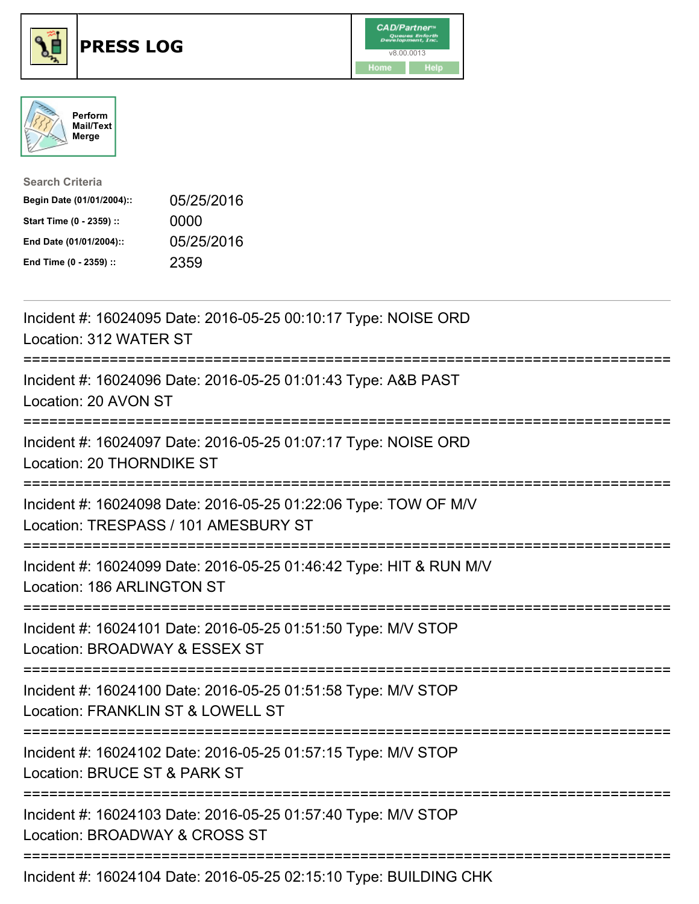# PRESS LOG

CAD/Partner™ v8.00.0013

Home Help

Perform Mail/Text Merge

**Search Criteria**

| | |
|---|---|
| **Begin Date (01/01/2004)::** | 05/25/2016 |
| **Start Time (0 - 2359) ::** | 0000 |
| **End Date (01/01/2004)::** | 05/25/2016 |
| **End Time (0 - 2359) ::** | 2359 |

---

Incident #: 16024095 Date: 2016-05-25 00:10:17 Type: NOISE ORD
Location: 312 WATER ST

===========================================================================

Incident #: 16024096 Date: 2016-05-25 01:01:43 Type: A&B PAST
Location: 20 AVON ST

===========================================================================

Incident #: 16024097 Date: 2016-05-25 01:07:17 Type: NOISE ORD
Location: 20 THORNDIKE ST

===========================================================================

Incident #: 16024098 Date: 2016-05-25 01:22:06 Type: TOW OF M/V
Location: TRESPASS / 101 AMESBURY ST

===========================================================================

Incident #: 16024099 Date: 2016-05-25 01:46:42 Type: HIT & RUN M/V
Location: 186 ARLINGTON ST

===========================================================================

Incident #: 16024101 Date: 2016-05-25 01:51:50 Type: M/V STOP
Location: BROADWAY & ESSEX ST

===========================================================================

Incident #: 16024100 Date: 2016-05-25 01:51:58 Type: M/V STOP
Location: FRANKLIN ST & LOWELL ST

===========================================================================

Incident #: 16024102 Date: 2016-05-25 01:57:15 Type: M/V STOP
Location: BRUCE ST & PARK ST

===========================================================================

Incident #: 16024103 Date: 2016-05-25 01:57:40 Type: M/V STOP
Location: BROADWAY & CROSS ST

===========================================================================

Incident #: 16024104 Date: 2016-05-25 02:15:10 Type: BUILDING CHK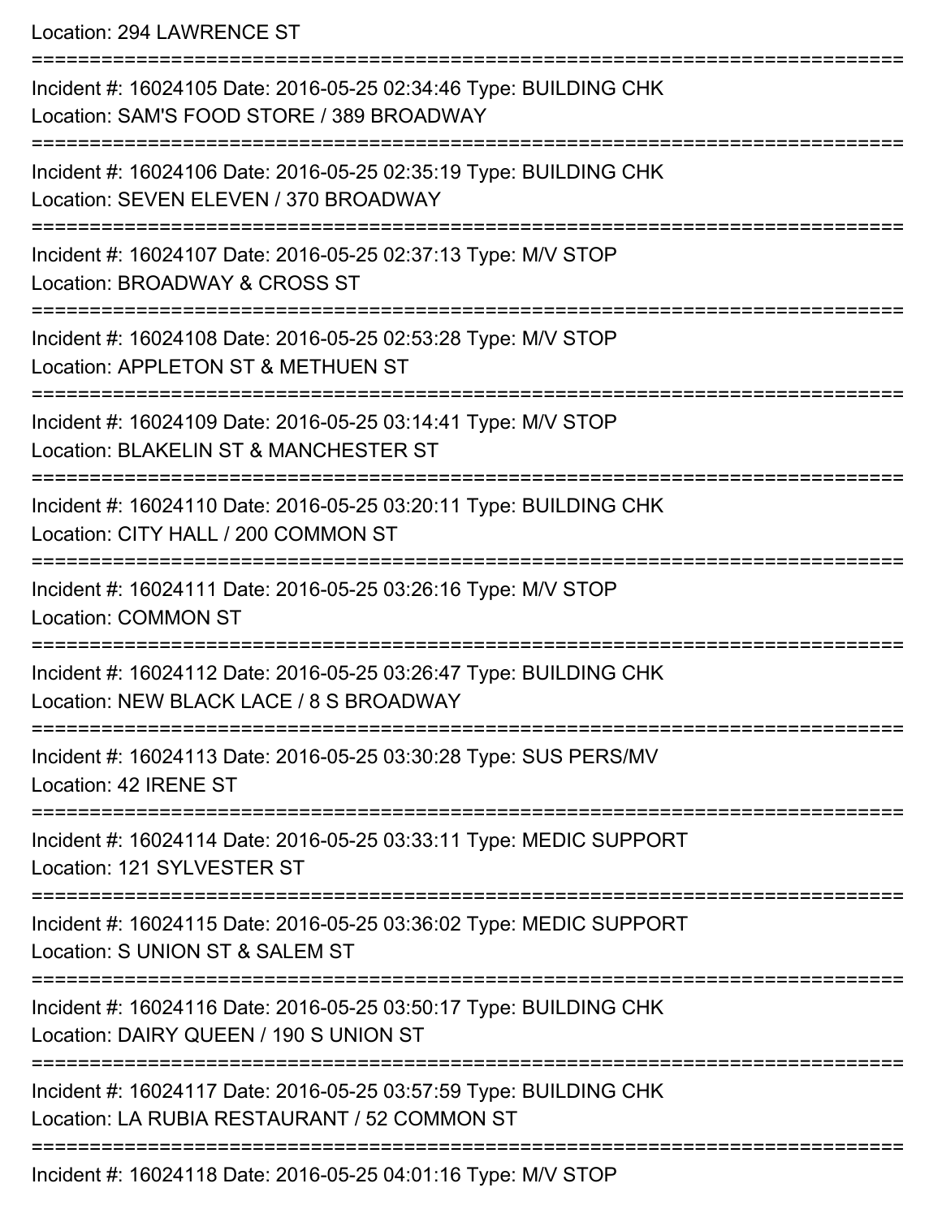Location: 294 LAWRENCE ST

===========================================================================

Incident #: 16024105 Date: 2016-05-25 02:34:46 Type: BUILDING CHK
Location: SAM'S FOOD STORE / 389 BROADWAY

===========================================================================

Incident #: 16024106 Date: 2016-05-25 02:35:19 Type: BUILDING CHK
Location: SEVEN ELEVEN / 370 BROADWAY

===========================================================================

Incident #: 16024107 Date: 2016-05-25 02:37:13 Type: M/V STOP
Location: BROADWAY & CROSS ST

===========================================================================

Incident #: 16024108 Date: 2016-05-25 02:53:28 Type: M/V STOP
Location: APPLETON ST & METHUEN ST

===========================================================================

Incident #: 16024109 Date: 2016-05-25 03:14:41 Type: M/V STOP
Location: BLAKELIN ST & MANCHESTER ST

===========================================================================

Incident #: 16024110 Date: 2016-05-25 03:20:11 Type: BUILDING CHK
Location: CITY HALL / 200 COMMON ST

===========================================================================

Incident #: 16024111 Date: 2016-05-25 03:26:16 Type: M/V STOP
Location: COMMON ST

===========================================================================

Incident #: 16024112 Date: 2016-05-25 03:26:47 Type: BUILDING CHK
Location: NEW BLACK LACE / 8 S BROADWAY

===========================================================================

Incident #: 16024113 Date: 2016-05-25 03:30:28 Type: SUS PERS/MV
Location: 42 IRENE ST

===========================================================================

Incident #: 16024114 Date: 2016-05-25 03:33:11 Type: MEDIC SUPPORT
Location: 121 SYLVESTER ST

===========================================================================

Incident #: 16024115 Date: 2016-05-25 03:36:02 Type: MEDIC SUPPORT
Location: S UNION ST & SALEM ST

===========================================================================

Incident #: 16024116 Date: 2016-05-25 03:50:17 Type: BUILDING CHK
Location: DAIRY QUEEN / 190 S UNION ST

===========================================================================

Incident #: 16024117 Date: 2016-05-25 03:57:59 Type: BUILDING CHK
Location: LA RUBIA RESTAURANT / 52 COMMON ST

===========================================================================

Incident #: 16024118 Date: 2016-05-25 04:01:16 Type: M/V STOP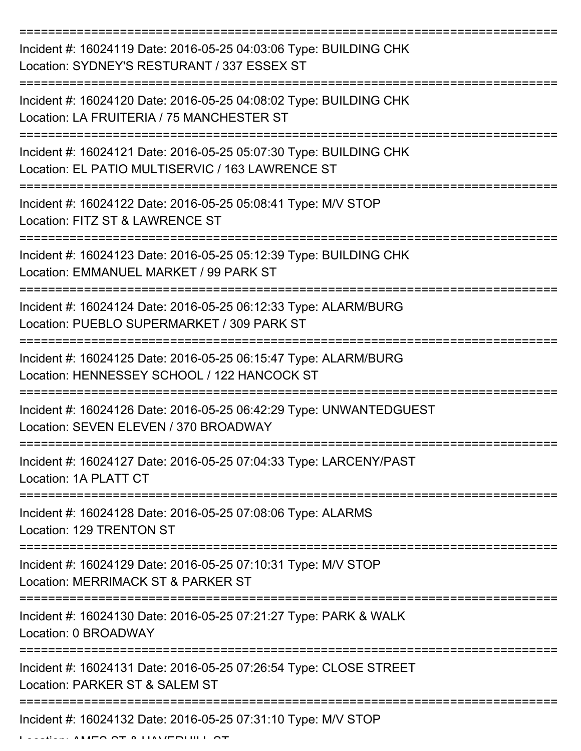===========================================================================

Incident #: 16024119 Date: 2016-05-25 04:03:06 Type: BUILDING CHK
Location: SYDNEY'S RESTURANT / 337 ESSEX ST

===========================================================================

Incident #: 16024120 Date: 2016-05-25 04:08:02 Type: BUILDING CHK
Location: LA FRUITERIA / 75 MANCHESTER ST

===========================================================================

Incident #: 16024121 Date: 2016-05-25 05:07:30 Type: BUILDING CHK
Location: EL PATIO MULTISERVIC / 163 LAWRENCE ST

===========================================================================

Incident #: 16024122 Date: 2016-05-25 05:08:41 Type: M/V STOP
Location: FITZ ST & LAWRENCE ST

===========================================================================

Incident #: 16024123 Date: 2016-05-25 05:12:39 Type: BUILDING CHK
Location: EMMANUEL MARKET / 99 PARK ST

===========================================================================

Incident #: 16024124 Date: 2016-05-25 06:12:33 Type: ALARM/BURG
Location: PUEBLO SUPERMARKET / 309 PARK ST

===========================================================================

Incident #: 16024125 Date: 2016-05-25 06:15:47 Type: ALARM/BURG
Location: HENNESSEY SCHOOL / 122 HANCOCK ST

===========================================================================

Incident #: 16024126 Date: 2016-05-25 06:42:29 Type: UNWANTEDGUEST
Location: SEVEN ELEVEN / 370 BROADWAY

===========================================================================

Incident #: 16024127 Date: 2016-05-25 07:04:33 Type: LARCENY/PAST
Location: 1A PLATT CT

===========================================================================

Incident #: 16024128 Date: 2016-05-25 07:08:06 Type: ALARMS
Location: 129 TRENTON ST

===========================================================================

Incident #: 16024129 Date: 2016-05-25 07:10:31 Type: M/V STOP
Location: MERRIMACK ST & PARKER ST

===========================================================================

Incident #: 16024130 Date: 2016-05-25 07:21:27 Type: PARK & WALK
Location: 0 BROADWAY

===========================================================================

Incident #: 16024131 Date: 2016-05-25 07:26:54 Type: CLOSE STREET
Location: PARKER ST & SALEM ST

===========================================================================

Incident #: 16024132 Date: 2016-05-25 07:31:10 Type: M/V STOP
Location: AMES ST & HAVERHILL ST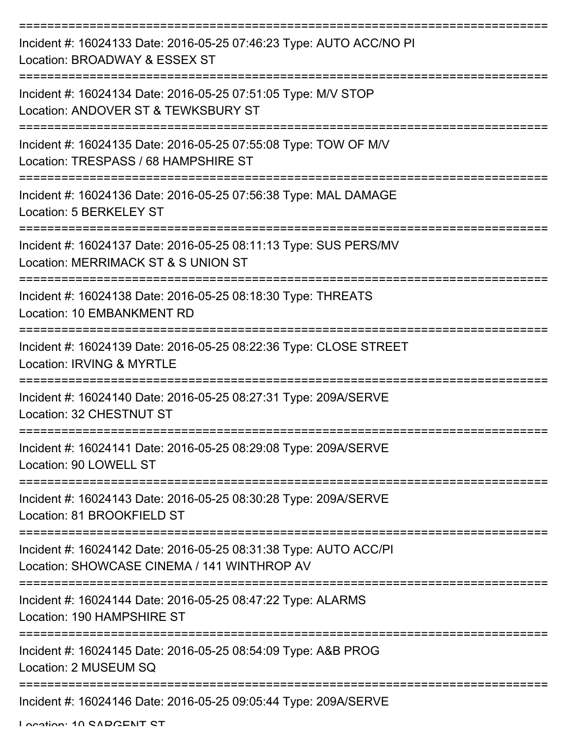===========================================================================

Incident #: 16024133 Date: 2016-05-25 07:46:23 Type: AUTO ACC/NO PI
Location: BROADWAY & ESSEX ST

===========================================================================

Incident #: 16024134 Date: 2016-05-25 07:51:05 Type: M/V STOP
Location: ANDOVER ST & TEWKSBURY ST

===========================================================================

Incident #: 16024135 Date: 2016-05-25 07:55:08 Type: TOW OF M/V
Location: TRESPASS / 68 HAMPSHIRE ST

===========================================================================

Incident #: 16024136 Date: 2016-05-25 07:56:38 Type: MAL DAMAGE
Location: 5 BERKELEY ST

===========================================================================

Incident #: 16024137 Date: 2016-05-25 08:11:13 Type: SUS PERS/MV
Location: MERRIMACK ST & S UNION ST

===========================================================================

Incident #: 16024138 Date: 2016-05-25 08:18:30 Type: THREATS
Location: 10 EMBANKMENT RD

===========================================================================

Incident #: 16024139 Date: 2016-05-25 08:22:36 Type: CLOSE STREET
Location: IRVING & MYRTLE

===========================================================================

Incident #: 16024140 Date: 2016-05-25 08:27:31 Type: 209A/SERVE
Location: 32 CHESTNUT ST

===========================================================================

Incident #: 16024141 Date: 2016-05-25 08:29:08 Type: 209A/SERVE
Location: 90 LOWELL ST

===========================================================================

Incident #: 16024143 Date: 2016-05-25 08:30:28 Type: 209A/SERVE
Location: 81 BROOKFIELD ST

===========================================================================

Incident #: 16024142 Date: 2016-05-25 08:31:38 Type: AUTO ACC/PI
Location: SHOWCASE CINEMA / 141 WINTHROP AV

===========================================================================

Incident #: 16024144 Date: 2016-05-25 08:47:22 Type: ALARMS
Location: 190 HAMPSHIRE ST

===========================================================================

Incident #: 16024145 Date: 2016-05-25 08:54:09 Type: A&B PROG
Location: 2 MUSEUM SQ

===========================================================================

Incident #: 16024146 Date: 2016-05-25 09:05:44 Type: 209A/SERVE
Location: 10 SARGENT ST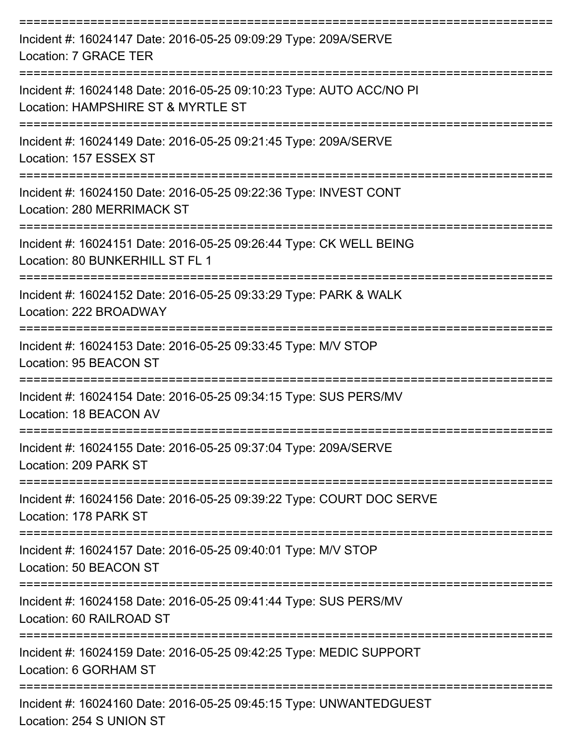===========================================================================

Incident #: 16024147 Date: 2016-05-25 09:09:29 Type: 209A/SERVE

Location: 7 GRACE TER

===========================================================================

Incident #: 16024148 Date: 2016-05-25 09:10:23 Type: AUTO ACC/NO PI

Location: HAMPSHIRE ST & MYRTLE ST

===========================================================================

Incident #: 16024149 Date: 2016-05-25 09:21:45 Type: 209A/SERVE

Location: 157 ESSEX ST

===========================================================================

Incident #: 16024150 Date: 2016-05-25 09:22:36 Type: INVEST CONT

Location: 280 MERRIMACK ST

===========================================================================

Incident #: 16024151 Date: 2016-05-25 09:26:44 Type: CK WELL BEING

Location: 80 BUNKERHILL ST FL 1

===========================================================================

Incident #: 16024152 Date: 2016-05-25 09:33:29 Type: PARK & WALK

Location: 222 BROADWAY

===========================================================================

Incident #: 16024153 Date: 2016-05-25 09:33:45 Type: M/V STOP

Location: 95 BEACON ST

===========================================================================

Incident #: 16024154 Date: 2016-05-25 09:34:15 Type: SUS PERS/MV

Location: 18 BEACON AV

===========================================================================

Incident #: 16024155 Date: 2016-05-25 09:37:04 Type: 209A/SERVE

Location: 209 PARK ST

===========================================================================

Incident #: 16024156 Date: 2016-05-25 09:39:22 Type: COURT DOC SERVE

Location: 178 PARK ST

===========================================================================

Incident #: 16024157 Date: 2016-05-25 09:40:01 Type: M/V STOP

Location: 50 BEACON ST

===========================================================================

Incident #: 16024158 Date: 2016-05-25 09:41:44 Type: SUS PERS/MV

Location: 60 RAILROAD ST

===========================================================================

Incident #: 16024159 Date: 2016-05-25 09:42:25 Type: MEDIC SUPPORT

Location: 6 GORHAM ST

===========================================================================

Incident #: 16024160 Date: 2016-05-25 09:45:15 Type: UNWANTEDGUEST

Location: 254 S UNION ST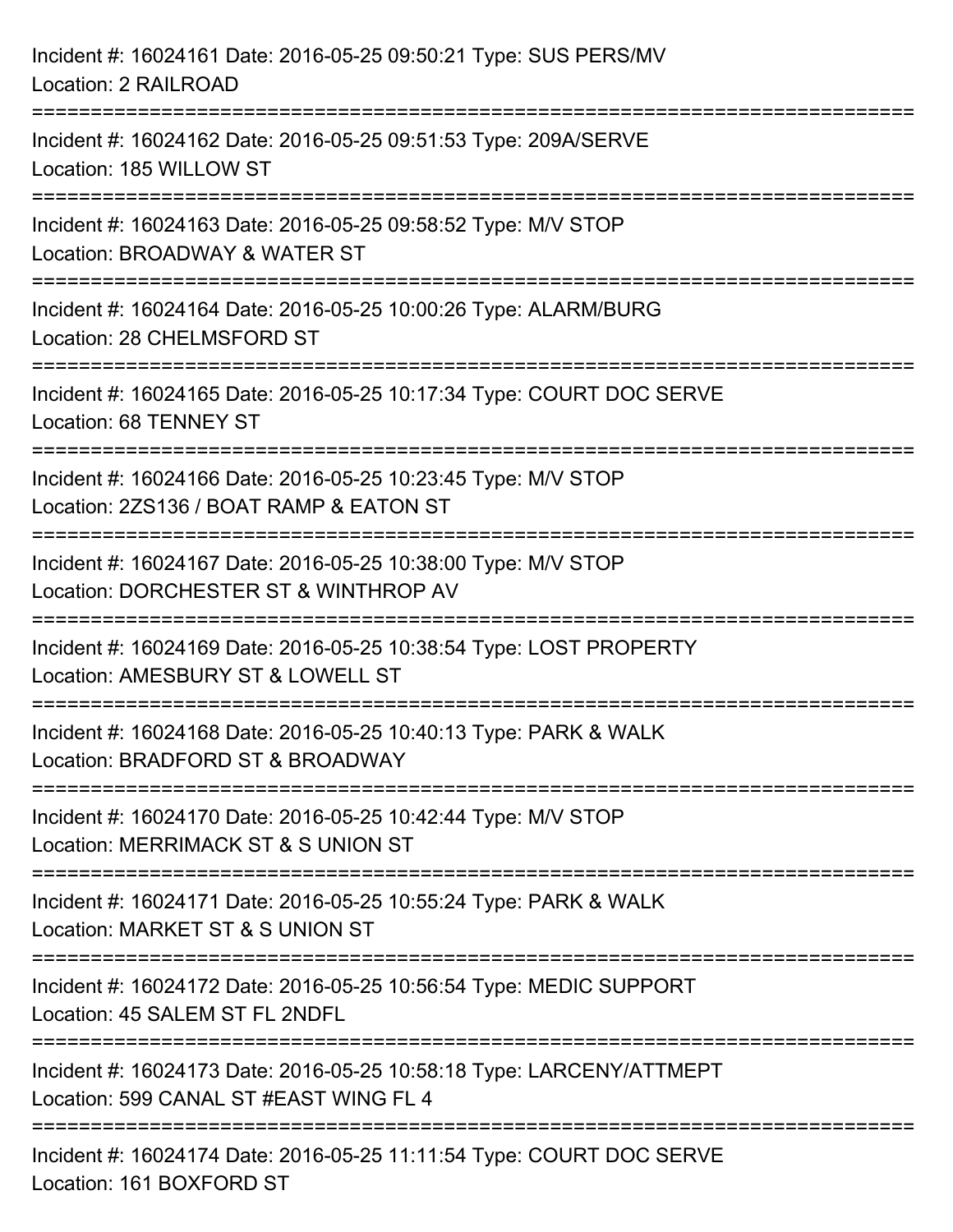Incident #: 16024161 Date: 2016-05-25 09:50:21 Type: SUS PERS/MV
Location: 2 RAILROAD

===========================================================================

Incident #: 16024162 Date: 2016-05-25 09:51:53 Type: 209A/SERVE
Location: 185 WILLOW ST

===========================================================================

Incident #: 16024163 Date: 2016-05-25 09:58:52 Type: M/V STOP
Location: BROADWAY & WATER ST

===========================================================================

Incident #: 16024164 Date: 2016-05-25 10:00:26 Type: ALARM/BURG
Location: 28 CHELMSFORD ST

===========================================================================

Incident #: 16024165 Date: 2016-05-25 10:17:34 Type: COURT DOC SERVE
Location: 68 TENNEY ST

===========================================================================

Incident #: 16024166 Date: 2016-05-25 10:23:45 Type: M/V STOP
Location: 2ZS136 / BOAT RAMP & EATON ST

===========================================================================

Incident #: 16024167 Date: 2016-05-25 10:38:00 Type: M/V STOP
Location: DORCHESTER ST & WINTHROP AV

===========================================================================

Incident #: 16024169 Date: 2016-05-25 10:38:54 Type: LOST PROPERTY
Location: AMESBURY ST & LOWELL ST

===========================================================================

Incident #: 16024168 Date: 2016-05-25 10:40:13 Type: PARK & WALK
Location: BRADFORD ST & BROADWAY

===========================================================================

Incident #: 16024170 Date: 2016-05-25 10:42:44 Type: M/V STOP
Location: MERRIMACK ST & S UNION ST

===========================================================================

Incident #: 16024171 Date: 2016-05-25 10:55:24 Type: PARK & WALK
Location: MARKET ST & S UNION ST

===========================================================================

Incident #: 16024172 Date: 2016-05-25 10:56:54 Type: MEDIC SUPPORT
Location: 45 SALEM ST FL 2NDFL

===========================================================================

Incident #: 16024173 Date: 2016-05-25 10:58:18 Type: LARCENY/ATTMEPT
Location: 599 CANAL ST #EAST WING FL 4

===========================================================================

Incident #: 16024174 Date: 2016-05-25 11:11:54 Type: COURT DOC SERVE
Location: 161 BOXFORD ST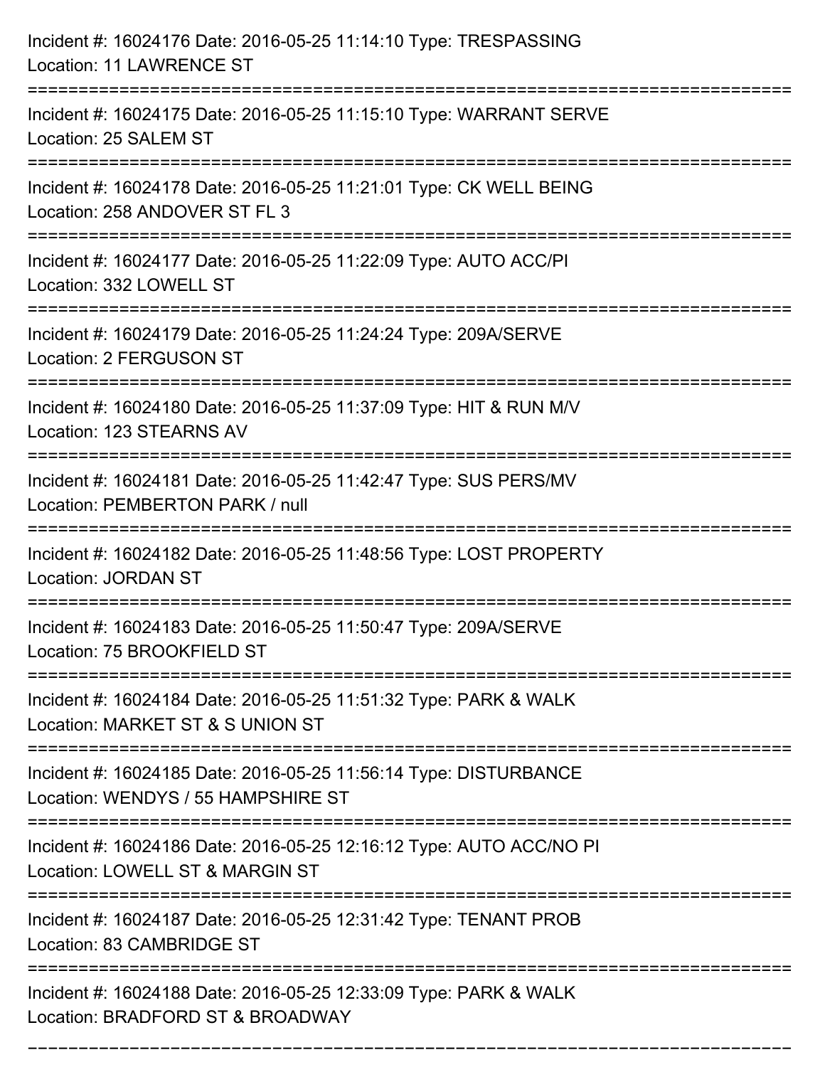Incident #: 16024176 Date: 2016-05-25 11:14:10 Type: TRESPASSING
Location: 11 LAWRENCE ST

===========================================================================

Incident #: 16024175 Date: 2016-05-25 11:15:10 Type: WARRANT SERVE
Location: 25 SALEM ST

===========================================================================

Incident #: 16024178 Date: 2016-05-25 11:21:01 Type: CK WELL BEING
Location: 258 ANDOVER ST FL 3

===========================================================================

Incident #: 16024177 Date: 2016-05-25 11:22:09 Type: AUTO ACC/PI
Location: 332 LOWELL ST

===========================================================================

Incident #: 16024179 Date: 2016-05-25 11:24:24 Type: 209A/SERVE
Location: 2 FERGUSON ST

===========================================================================

Incident #: 16024180 Date: 2016-05-25 11:37:09 Type: HIT & RUN M/V
Location: 123 STEARNS AV

===========================================================================

Incident #: 16024181 Date: 2016-05-25 11:42:47 Type: SUS PERS/MV
Location: PEMBERTON PARK / null

===========================================================================

Incident #: 16024182 Date: 2016-05-25 11:48:56 Type: LOST PROPERTY
Location: JORDAN ST

===========================================================================

Incident #: 16024183 Date: 2016-05-25 11:50:47 Type: 209A/SERVE
Location: 75 BROOKFIELD ST

===========================================================================

Incident #: 16024184 Date: 2016-05-25 11:51:32 Type: PARK & WALK
Location: MARKET ST & S UNION ST

===========================================================================

Incident #: 16024185 Date: 2016-05-25 11:56:14 Type: DISTURBANCE
Location: WENDYS / 55 HAMPSHIRE ST

===========================================================================

Incident #: 16024186 Date: 2016-05-25 12:16:12 Type: AUTO ACC/NO PI
Location: LOWELL ST & MARGIN ST

===========================================================================

Incident #: 16024187 Date: 2016-05-25 12:31:42 Type: TENANT PROB
Location: 83 CAMBRIDGE ST

===========================================================================

Incident #: 16024188 Date: 2016-05-25 12:33:09 Type: PARK & WALK
Location: BRADFORD ST & BROADWAY

===========================================================================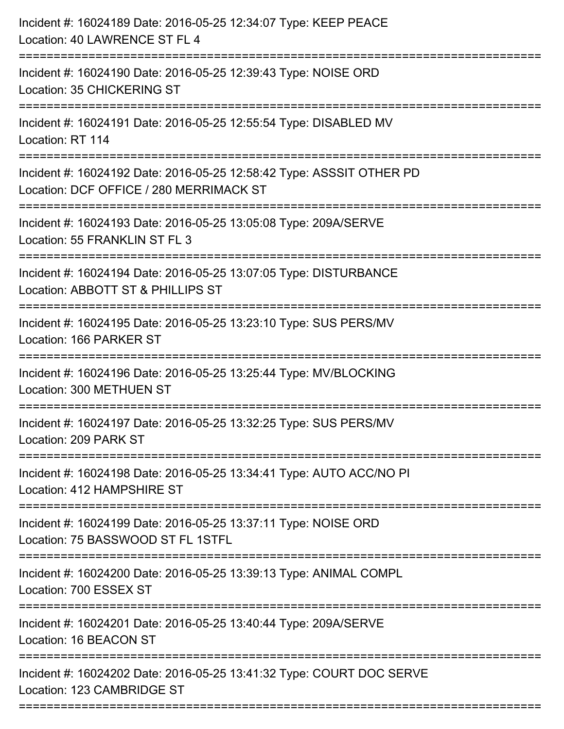Incident #: 16024189 Date: 2016-05-25 12:34:07 Type: KEEP PEACE
Location: 40 LAWRENCE ST FL 4

===========================================================================

Incident #: 16024190 Date: 2016-05-25 12:39:43 Type: NOISE ORD
Location: 35 CHICKERING ST

===========================================================================

Incident #: 16024191 Date: 2016-05-25 12:55:54 Type: DISABLED MV
Location: RT 114

===========================================================================

Incident #: 16024192 Date: 2016-05-25 12:58:42 Type: ASSSIT OTHER PD
Location: DCF OFFICE / 280 MERRIMACK ST

===========================================================================

Incident #: 16024193 Date: 2016-05-25 13:05:08 Type: 209A/SERVE
Location: 55 FRANKLIN ST FL 3

===========================================================================

Incident #: 16024194 Date: 2016-05-25 13:07:05 Type: DISTURBANCE
Location: ABBOTT ST & PHILLIPS ST

===========================================================================

Incident #: 16024195 Date: 2016-05-25 13:23:10 Type: SUS PERS/MV
Location: 166 PARKER ST

===========================================================================

Incident #: 16024196 Date: 2016-05-25 13:25:44 Type: MV/BLOCKING
Location: 300 METHUEN ST

===========================================================================

Incident #: 16024197 Date: 2016-05-25 13:32:25 Type: SUS PERS/MV
Location: 209 PARK ST

===========================================================================

Incident #: 16024198 Date: 2016-05-25 13:34:41 Type: AUTO ACC/NO PI
Location: 412 HAMPSHIRE ST

===========================================================================

Incident #: 16024199 Date: 2016-05-25 13:37:11 Type: NOISE ORD
Location: 75 BASSWOOD ST FL 1STFL

===========================================================================

Incident #: 16024200 Date: 2016-05-25 13:39:13 Type: ANIMAL COMPL
Location: 700 ESSEX ST

===========================================================================

Incident #: 16024201 Date: 2016-05-25 13:40:44 Type: 209A/SERVE
Location: 16 BEACON ST

===========================================================================

Incident #: 16024202 Date: 2016-05-25 13:41:32 Type: COURT DOC SERVE
Location: 123 CAMBRIDGE ST

===========================================================================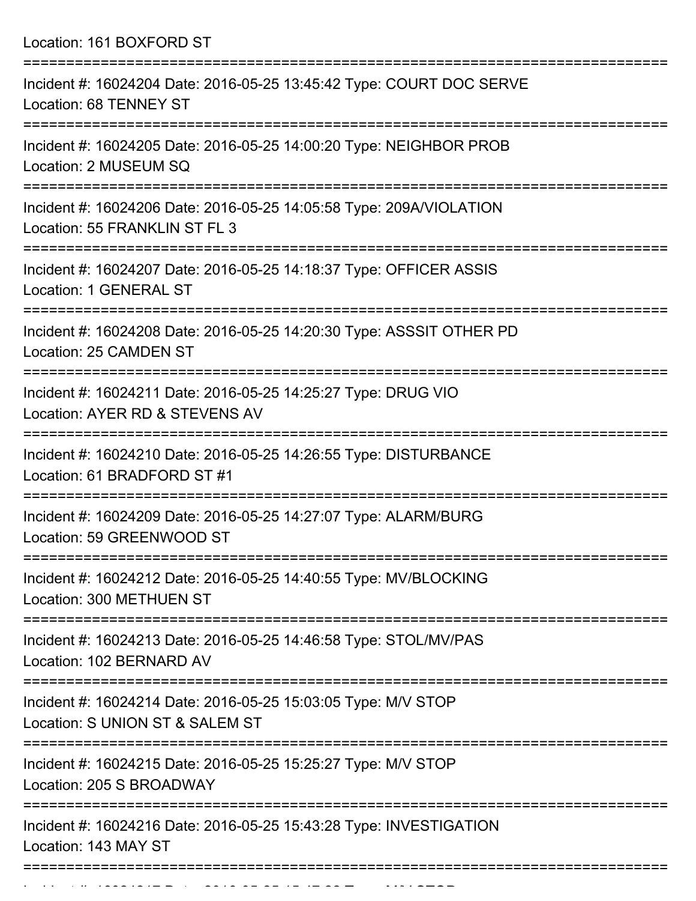Location: 161 BOXFORD ST

===========================================================================

Incident #: 16024204 Date: 2016-05-25 13:45:42 Type: COURT DOC SERVE
Location: 68 TENNEY ST

===========================================================================

Incident #: 16024205 Date: 2016-05-25 14:00:20 Type: NEIGHBOR PROB
Location: 2 MUSEUM SQ

===========================================================================

Incident #: 16024206 Date: 2016-05-25 14:05:58 Type: 209A/VIOLATION
Location: 55 FRANKLIN ST FL 3

===========================================================================

Incident #: 16024207 Date: 2016-05-25 14:18:37 Type: OFFICER ASSIS
Location: 1 GENERAL ST

===========================================================================

Incident #: 16024208 Date: 2016-05-25 14:20:30 Type: ASSSIT OTHER PD
Location: 25 CAMDEN ST

===========================================================================

Incident #: 16024211 Date: 2016-05-25 14:25:27 Type: DRUG VIO
Location: AYER RD & STEVENS AV

===========================================================================

Incident #: 16024210 Date: 2016-05-25 14:26:55 Type: DISTURBANCE
Location: 61 BRADFORD ST #1

===========================================================================

Incident #: 16024209 Date: 2016-05-25 14:27:07 Type: ALARM/BURG
Location: 59 GREENWOOD ST

===========================================================================

Incident #: 16024212 Date: 2016-05-25 14:40:55 Type: MV/BLOCKING
Location: 300 METHUEN ST

===========================================================================

Incident #: 16024213 Date: 2016-05-25 14:46:58 Type: STOL/MV/PAS
Location: 102 BERNARD AV

===========================================================================

Incident #: 16024214 Date: 2016-05-25 15:03:05 Type: M/V STOP
Location: S UNION ST & SALEM ST

===========================================================================

Incident #: 16024215 Date: 2016-05-25 15:25:27 Type: M/V STOP
Location: 205 S BROADWAY

===========================================================================

Incident #: 16024216 Date: 2016-05-25 15:43:28 Type: INVESTIGATION
Location: 143 MAY ST

===========================================================================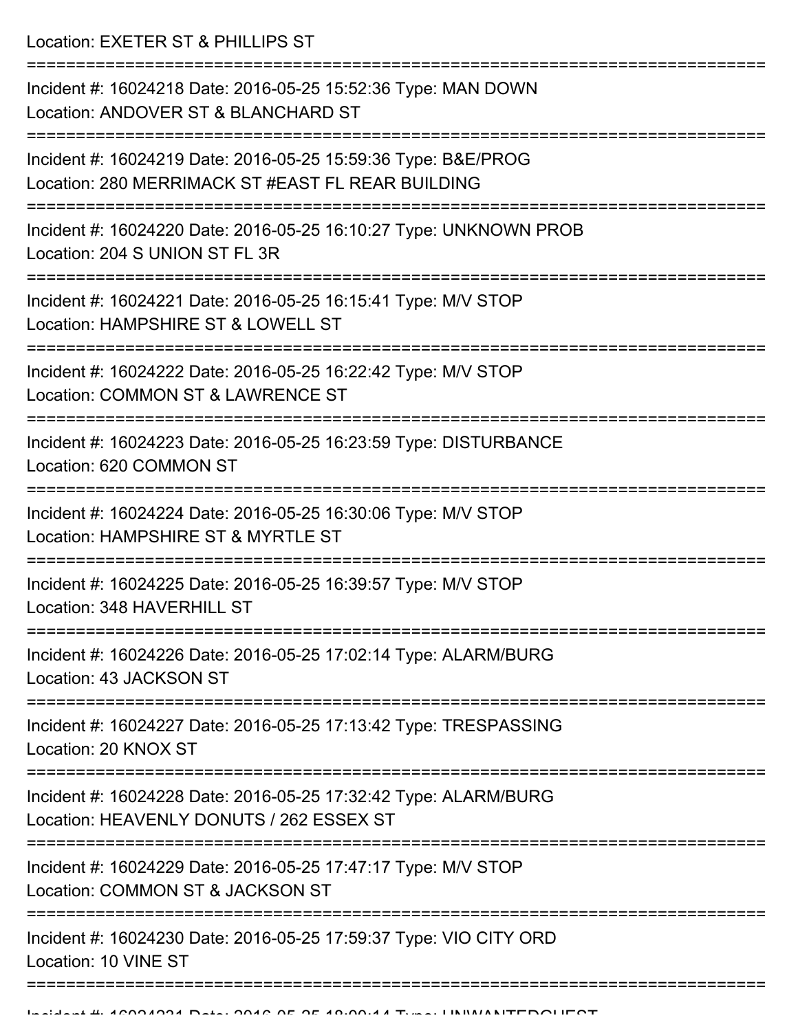Location: EXETER ST & PHILLIPS ST

===========================================================================

Incident #: 16024218 Date: 2016-05-25 15:52:36 Type: MAN DOWN
Location: ANDOVER ST & BLANCHARD ST

===========================================================================

Incident #: 16024219 Date: 2016-05-25 15:59:36 Type: B&E/PROG
Location: 280 MERRIMACK ST #EAST FL REAR BUILDING

===========================================================================

Incident #: 16024220 Date: 2016-05-25 16:10:27 Type: UNKNOWN PROB
Location: 204 S UNION ST FL 3R

===========================================================================

Incident #: 16024221 Date: 2016-05-25 16:15:41 Type: M/V STOP
Location: HAMPSHIRE ST & LOWELL ST

===========================================================================

Incident #: 16024222 Date: 2016-05-25 16:22:42 Type: M/V STOP
Location: COMMON ST & LAWRENCE ST

===========================================================================

Incident #: 16024223 Date: 2016-05-25 16:23:59 Type: DISTURBANCE
Location: 620 COMMON ST

===========================================================================

Incident #: 16024224 Date: 2016-05-25 16:30:06 Type: M/V STOP
Location: HAMPSHIRE ST & MYRTLE ST

===========================================================================

Incident #: 16024225 Date: 2016-05-25 16:39:57 Type: M/V STOP
Location: 348 HAVERHILL ST

===========================================================================

Incident #: 16024226 Date: 2016-05-25 17:02:14 Type: ALARM/BURG
Location: 43 JACKSON ST

===========================================================================

Incident #: 16024227 Date: 2016-05-25 17:13:42 Type: TRESPASSING
Location: 20 KNOX ST

===========================================================================

Incident #: 16024228 Date: 2016-05-25 17:32:42 Type: ALARM/BURG
Location: HEAVENLY DONUTS / 262 ESSEX ST

===========================================================================

Incident #: 16024229 Date: 2016-05-25 17:47:17 Type: M/V STOP
Location: COMMON ST & JACKSON ST

===========================================================================

Incident #: 16024230 Date: 2016-05-25 17:59:37 Type: VIO CITY ORD
Location: 10 VINE ST

===========================================================================

Incident #: 16024231 Date: 2016-05-25 18:00:14 Type: UNWANTEDGUEST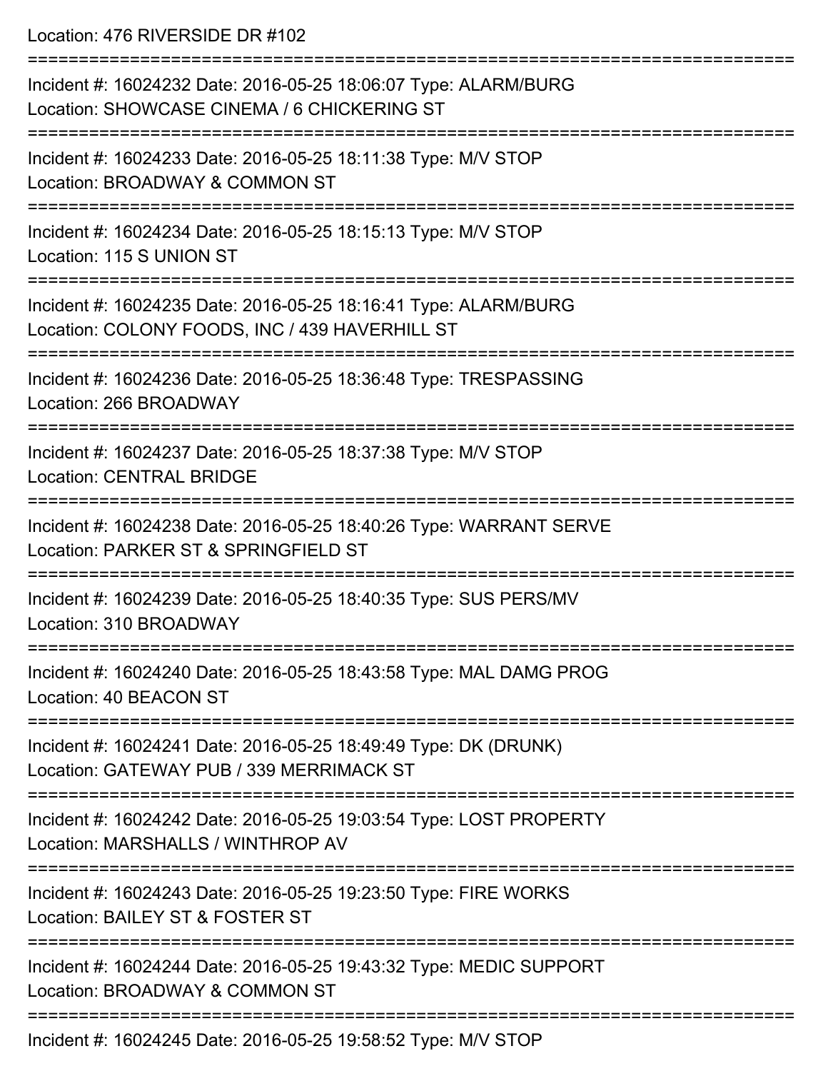Location: 476 RIVERSIDE DR #102

===========================================================================

Incident #: 16024232 Date: 2016-05-25 18:06:07 Type: ALARM/BURG
Location: SHOWCASE CINEMA / 6 CHICKERING ST

===========================================================================

Incident #: 16024233 Date: 2016-05-25 18:11:38 Type: M/V STOP
Location: BROADWAY & COMMON ST

===========================================================================

Incident #: 16024234 Date: 2016-05-25 18:15:13 Type: M/V STOP
Location: 115 S UNION ST

===========================================================================

Incident #: 16024235 Date: 2016-05-25 18:16:41 Type: ALARM/BURG
Location: COLONY FOODS, INC / 439 HAVERHILL ST

===========================================================================

Incident #: 16024236 Date: 2016-05-25 18:36:48 Type: TRESPASSING
Location: 266 BROADWAY

===========================================================================

Incident #: 16024237 Date: 2016-05-25 18:37:38 Type: M/V STOP
Location: CENTRAL BRIDGE

===========================================================================

Incident #: 16024238 Date: 2016-05-25 18:40:26 Type: WARRANT SERVE
Location: PARKER ST & SPRINGFIELD ST

===========================================================================

Incident #: 16024239 Date: 2016-05-25 18:40:35 Type: SUS PERS/MV
Location: 310 BROADWAY

===========================================================================

Incident #: 16024240 Date: 2016-05-25 18:43:58 Type: MAL DAMG PROG
Location: 40 BEACON ST

===========================================================================

Incident #: 16024241 Date: 2016-05-25 18:49:49 Type: DK (DRUNK)
Location: GATEWAY PUB / 339 MERRIMACK ST

===========================================================================

Incident #: 16024242 Date: 2016-05-25 19:03:54 Type: LOST PROPERTY
Location: MARSHALLS / WINTHROP AV

===========================================================================

Incident #: 16024243 Date: 2016-05-25 19:23:50 Type: FIRE WORKS
Location: BAILEY ST & FOSTER ST

===========================================================================

Incident #: 16024244 Date: 2016-05-25 19:43:32 Type: MEDIC SUPPORT
Location: BROADWAY & COMMON ST

===========================================================================

Incident #: 16024245 Date: 2016-05-25 19:58:52 Type: M/V STOP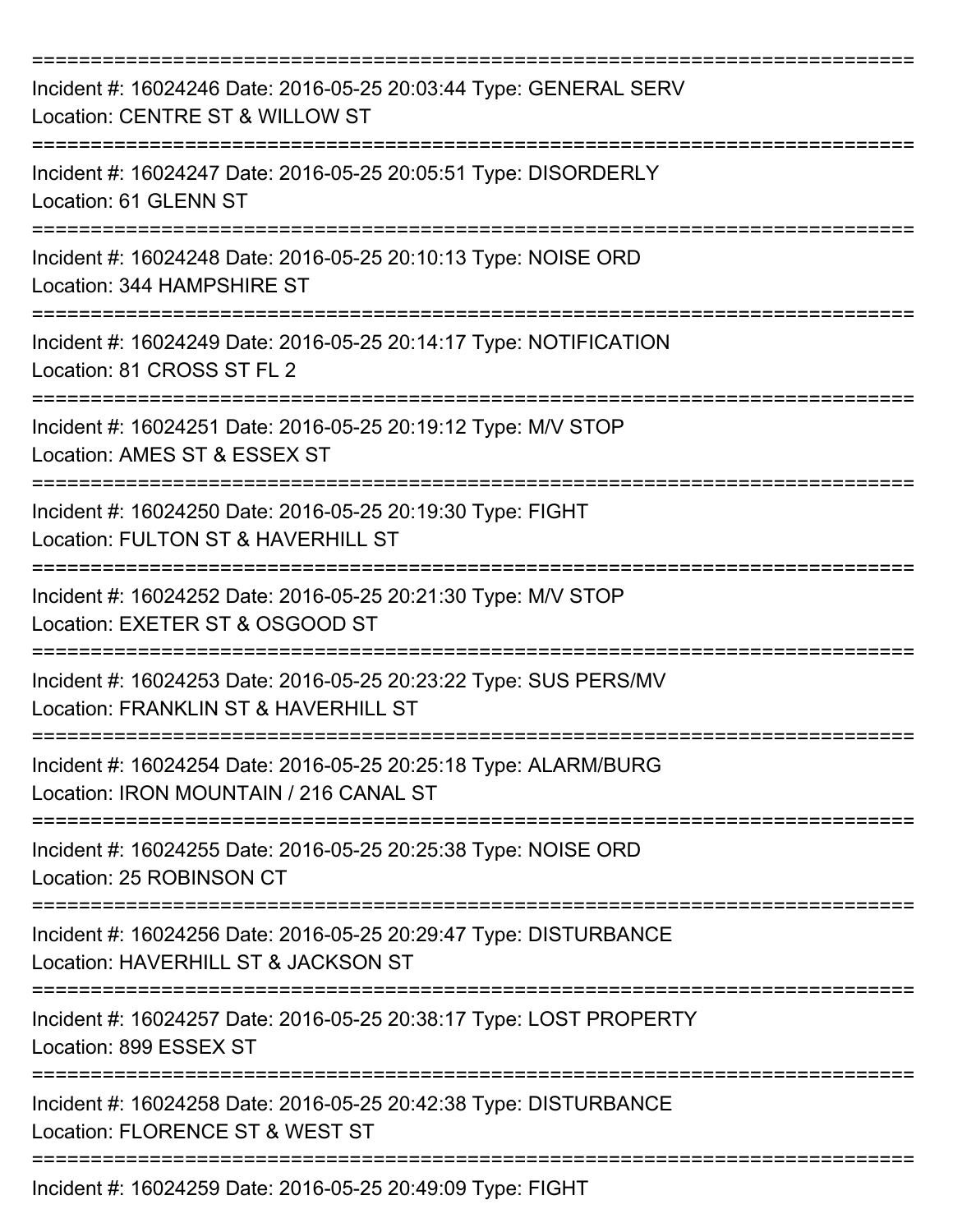===========================================================================

Incident #: 16024246 Date: 2016-05-25 20:03:44 Type: GENERAL SERV
Location: CENTRE ST & WILLOW ST

===========================================================================

Incident #: 16024247 Date: 2016-05-25 20:05:51 Type: DISORDERLY
Location: 61 GLENN ST

===========================================================================

Incident #: 16024248 Date: 2016-05-25 20:10:13 Type: NOISE ORD
Location: 344 HAMPSHIRE ST

===========================================================================

Incident #: 16024249 Date: 2016-05-25 20:14:17 Type: NOTIFICATION
Location: 81 CROSS ST FL 2

===========================================================================

Incident #: 16024251 Date: 2016-05-25 20:19:12 Type: M/V STOP
Location: AMES ST & ESSEX ST

===========================================================================

Incident #: 16024250 Date: 2016-05-25 20:19:30 Type: FIGHT
Location: FULTON ST & HAVERHILL ST

===========================================================================

Incident #: 16024252 Date: 2016-05-25 20:21:30 Type: M/V STOP
Location: EXETER ST & OSGOOD ST

===========================================================================

Incident #: 16024253 Date: 2016-05-25 20:23:22 Type: SUS PERS/MV
Location: FRANKLIN ST & HAVERHILL ST

===========================================================================

Incident #: 16024254 Date: 2016-05-25 20:25:18 Type: ALARM/BURG
Location: IRON MOUNTAIN / 216 CANAL ST

===========================================================================

Incident #: 16024255 Date: 2016-05-25 20:25:38 Type: NOISE ORD
Location: 25 ROBINSON CT

===========================================================================

Incident #: 16024256 Date: 2016-05-25 20:29:47 Type: DISTURBANCE
Location: HAVERHILL ST & JACKSON ST

===========================================================================

Incident #: 16024257 Date: 2016-05-25 20:38:17 Type: LOST PROPERTY
Location: 899 ESSEX ST

===========================================================================

Incident #: 16024258 Date: 2016-05-25 20:42:38 Type: DISTURBANCE
Location: FLORENCE ST & WEST ST

===========================================================================

Incident #: 16024259 Date: 2016-05-25 20:49:09 Type: FIGHT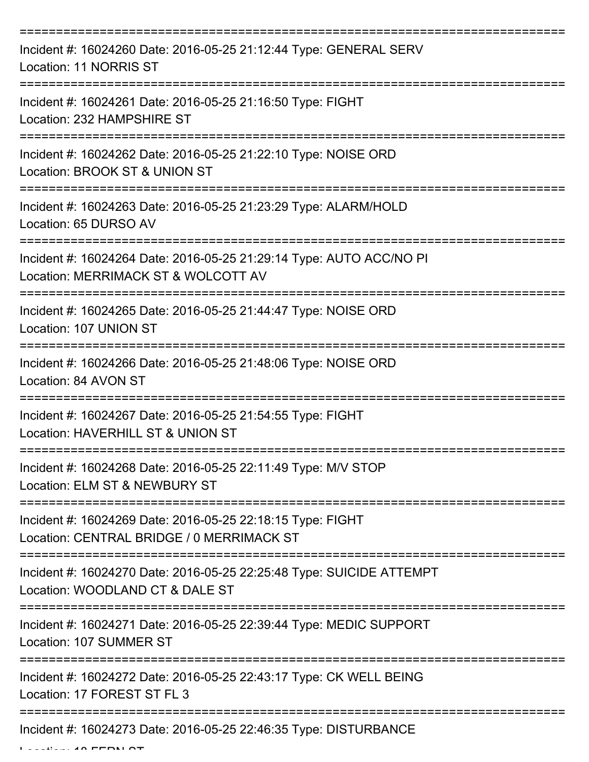===========================================================================
Incident #: 16024260 Date: 2016-05-25 21:12:44 Type: GENERAL SERV
Location: 11 NORRIS ST
===========================================================================
Incident #: 16024261 Date: 2016-05-25 21:16:50 Type: FIGHT
Location: 232 HAMPSHIRE ST
===========================================================================
Incident #: 16024262 Date: 2016-05-25 21:22:10 Type: NOISE ORD
Location: BROOK ST & UNION ST
===========================================================================
Incident #: 16024263 Date: 2016-05-25 21:23:29 Type: ALARM/HOLD
Location: 65 DURSO AV
===========================================================================
Incident #: 16024264 Date: 2016-05-25 21:29:14 Type: AUTO ACC/NO PI
Location: MERRIMACK ST & WOLCOTT AV
===========================================================================
Incident #: 16024265 Date: 2016-05-25 21:44:47 Type: NOISE ORD
Location: 107 UNION ST
===========================================================================
Incident #: 16024266 Date: 2016-05-25 21:48:06 Type: NOISE ORD
Location: 84 AVON ST
===========================================================================
Incident #: 16024267 Date: 2016-05-25 21:54:55 Type: FIGHT
Location: HAVERHILL ST & UNION ST
===========================================================================
Incident #: 16024268 Date: 2016-05-25 22:11:49 Type: M/V STOP
Location: ELM ST & NEWBURY ST
===========================================================================
Incident #: 16024269 Date: 2016-05-25 22:18:15 Type: FIGHT
Location: CENTRAL BRIDGE / 0 MERRIMACK ST
===========================================================================
Incident #: 16024270 Date: 2016-05-25 22:25:48 Type: SUICIDE ATTEMPT
Location: WOODLAND CT & DALE ST
===========================================================================
Incident #: 16024271 Date: 2016-05-25 22:39:44 Type: MEDIC SUPPORT
Location: 107 SUMMER ST
===========================================================================
Incident #: 16024272 Date: 2016-05-25 22:43:17 Type: CK WELL BEING
Location: 17 FOREST ST FL 3
===========================================================================
Incident #: 16024273 Date: 2016-05-25 22:46:35 Type: DISTURBANCE
Location: 18 FERN ST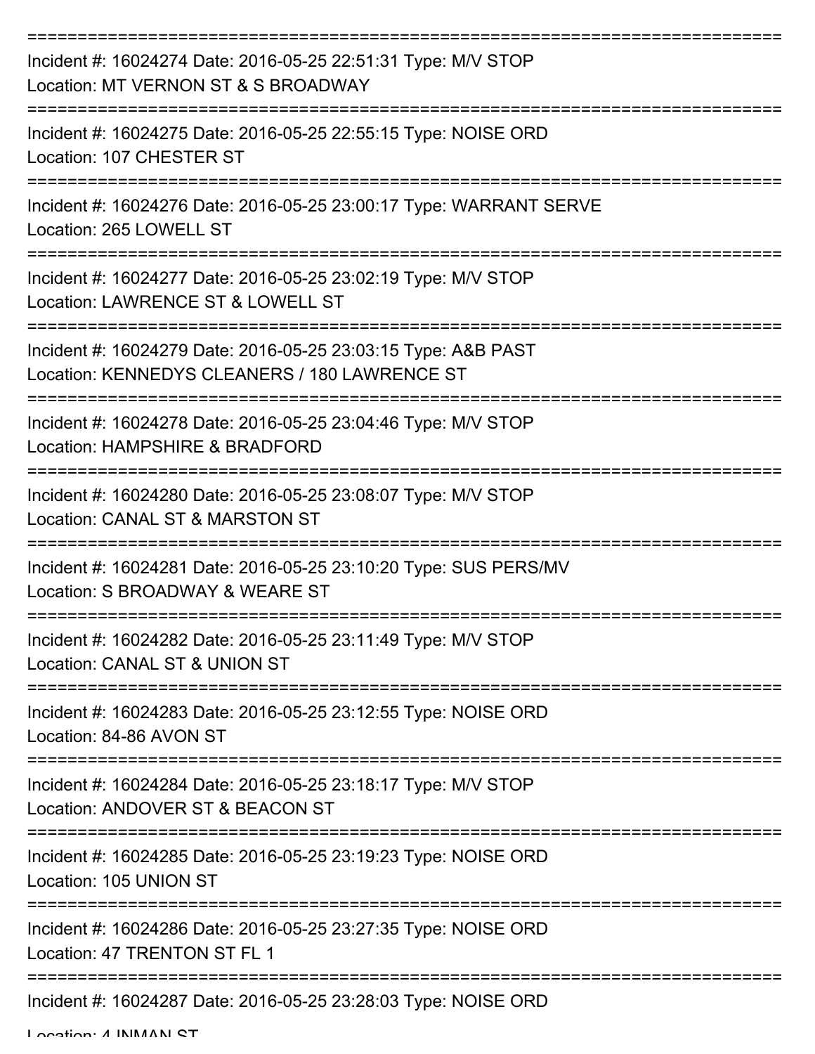===========================================================================

Incident #: 16024274 Date: 2016-05-25 22:51:31 Type: M/V STOP
Location: MT VERNON ST & S BROADWAY

===========================================================================

Incident #: 16024275 Date: 2016-05-25 22:55:15 Type: NOISE ORD
Location: 107 CHESTER ST

===========================================================================

Incident #: 16024276 Date: 2016-05-25 23:00:17 Type: WARRANT SERVE
Location: 265 LOWELL ST

===========================================================================

Incident #: 16024277 Date: 2016-05-25 23:02:19 Type: M/V STOP
Location: LAWRENCE ST & LOWELL ST

===========================================================================

Incident #: 16024279 Date: 2016-05-25 23:03:15 Type: A&B PAST
Location: KENNEDYS CLEANERS / 180 LAWRENCE ST

===========================================================================

Incident #: 16024278 Date: 2016-05-25 23:04:46 Type: M/V STOP
Location: HAMPSHIRE & BRADFORD

===========================================================================

Incident #: 16024280 Date: 2016-05-25 23:08:07 Type: M/V STOP
Location: CANAL ST & MARSTON ST

===========================================================================

Incident #: 16024281 Date: 2016-05-25 23:10:20 Type: SUS PERS/MV
Location: S BROADWAY & WEARE ST

===========================================================================

Incident #: 16024282 Date: 2016-05-25 23:11:49 Type: M/V STOP
Location: CANAL ST & UNION ST

===========================================================================

Incident #: 16024283 Date: 2016-05-25 23:12:55 Type: NOISE ORD
Location: 84-86 AVON ST

===========================================================================

Incident #: 16024284 Date: 2016-05-25 23:18:17 Type: M/V STOP
Location: ANDOVER ST & BEACON ST

===========================================================================

Incident #: 16024285 Date: 2016-05-25 23:19:23 Type: NOISE ORD
Location: 105 UNION ST

===========================================================================

Incident #: 16024286 Date: 2016-05-25 23:27:35 Type: NOISE ORD
Location: 47 TRENTON ST FL 1

===========================================================================

Incident #: 16024287 Date: 2016-05-25 23:28:03 Type: NOISE ORD
Location: 4 INMAN ST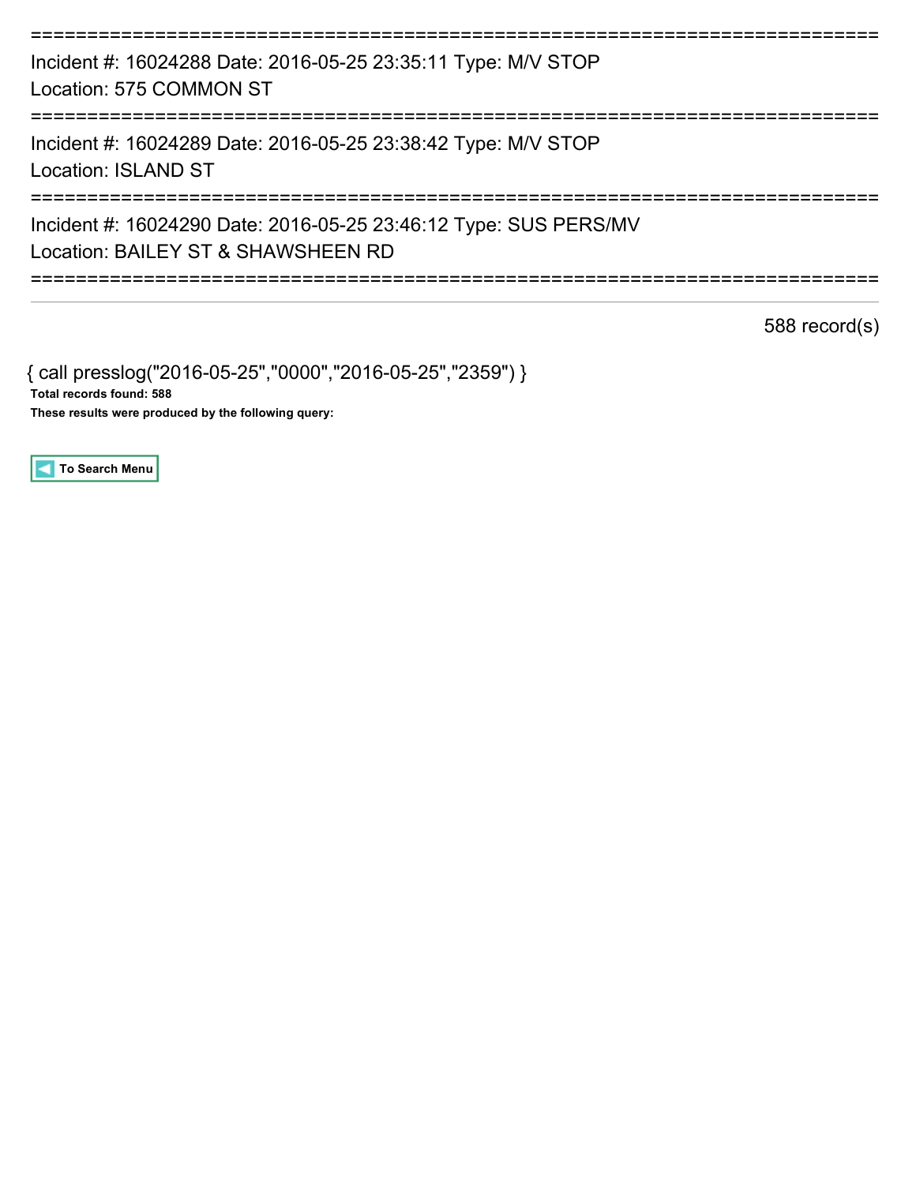===========================================================================

Incident #: 16024288 Date: 2016-05-25 23:35:11 Type: M/V STOP
Location: 575 COMMON ST

===========================================================================

Incident #: 16024289 Date: 2016-05-25 23:38:42 Type: M/V STOP
Location: ISLAND ST

===========================================================================

Incident #: 16024290 Date: 2016-05-25 23:46:12 Type: SUS PERS/MV
Location: BAILEY ST & SHAWSHEEN RD

===========================================================================

588 record(s)

{ call presslog("2016-05-25","0000","2016-05-25","2359") }

**Total records found: 588**

**These results were produced by the following query:**

**To Search Menu**